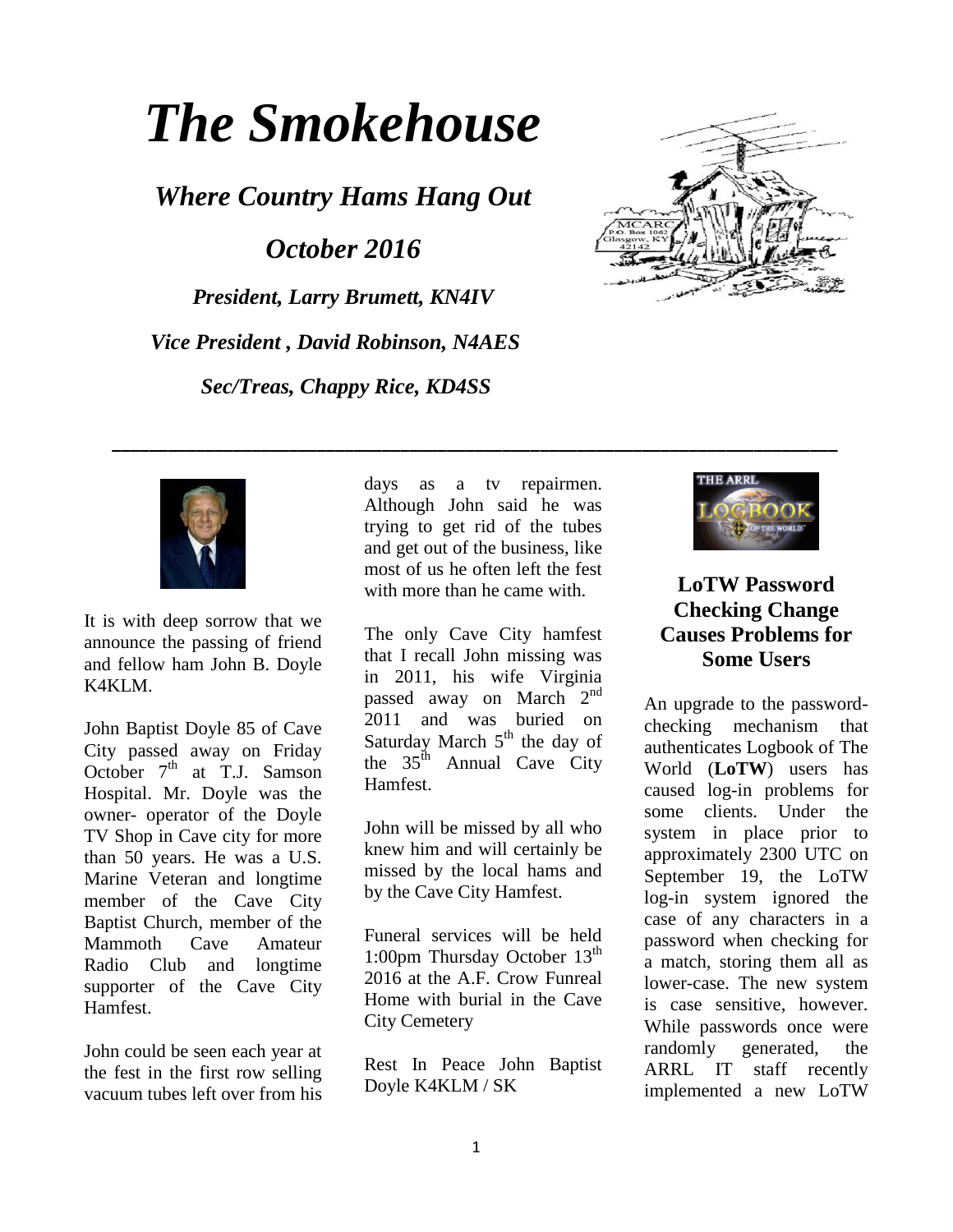# *The Smokehouse*

## *Where Country Hams Hang Out*

## *October 2016*

***President, Larry Brumett, KN4IV***

***Vice President , David Robinson, N4AES***

***Sec/Treas, Chappy Rice, KD4SS***

---

It is with deep sorrow that we announce the passing of friend and fellow ham John B. Doyle K4KLM.

John Baptist Doyle 85 of Cave City passed away on Friday October 7th at T.J. Samson Hospital. Mr. Doyle was the owner- operator of the Doyle TV Shop in Cave city for more than 50 years. He was a U.S. Marine Veteran and longtime member of the Cave City Baptist Church, member of the Mammoth Cave Amateur Radio Club and longtime supporter of the Cave City Hamfest.

John could be seen each year at the fest in the first row selling vacuum tubes left over from his days as a tv repairmen. Although John said he was trying to get rid of the tubes and get out of the business, like most of us he often left the fest with more than he came with.

The only Cave City hamfest that I recall John missing was in 2011, his wife Virginia passed away on March 2nd 2011 and was buried on Saturday March 5th the day of the 35th Annual Cave City Hamfest.

John will be missed by all who knew him and will certainly be missed by the local hams and by the Cave City Hamfest.

Funeral services will be held 1:00pm Thursday October 13th 2016 at the A.F. Crow Funreal Home with burial in the Cave City Cemetery

Rest In Peace John Baptist Doyle K4KLM / SK

## LoTW Password Checking Change Causes Problems for Some Users

An upgrade to the password-checking mechanism that authenticates Logbook of The World (**LoTW**) users has caused log-in problems for some clients. Under the system in place prior to approximately 2300 UTC on September 19, the LoTW log-in system ignored the case of any characters in a password when checking for a match, storing them all as lower-case. The new system is case sensitive, however. While passwords once were randomly generated, the ARRL IT staff recently implemented a new LoTW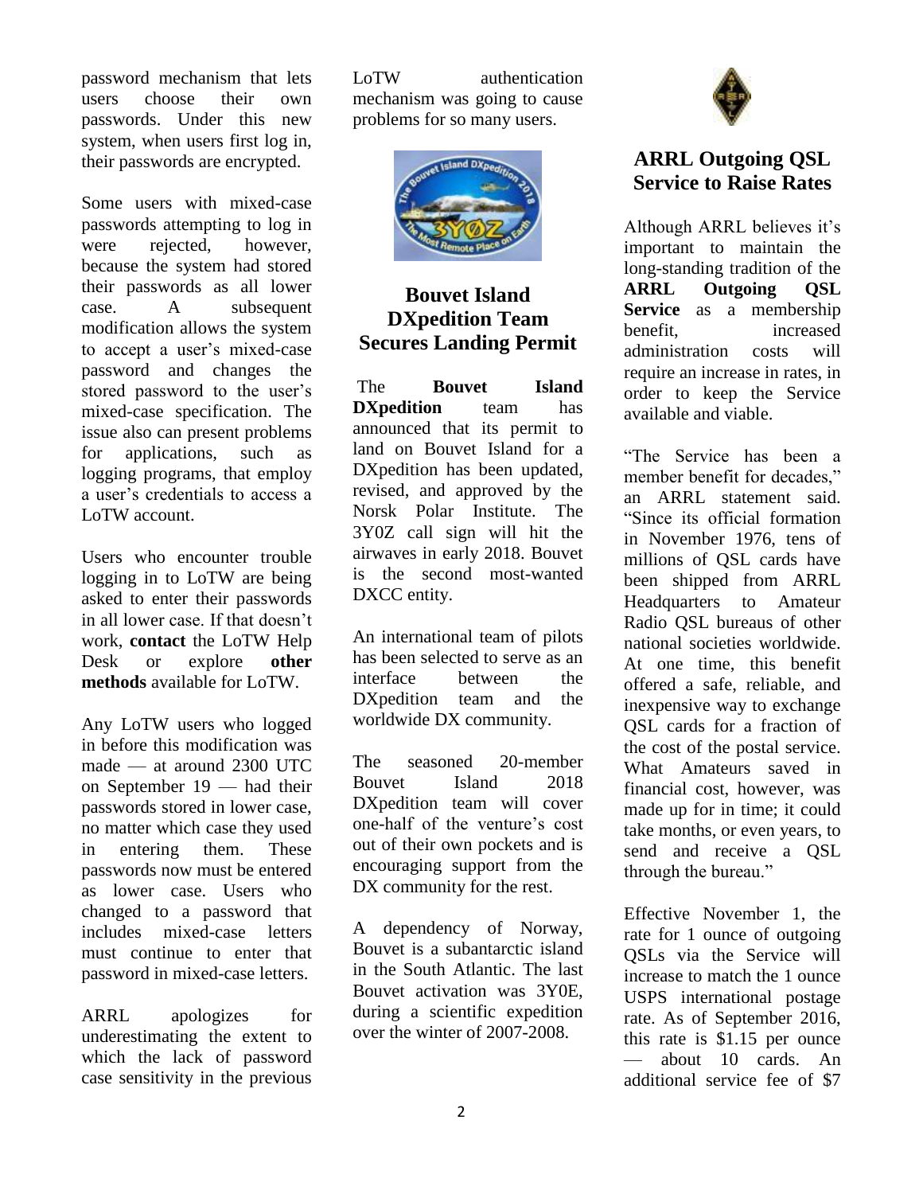password mechanism that lets users choose their own passwords. Under this new system, when users first log in, their passwords are encrypted.

Some users with mixed-case passwords attempting to log in were rejected, however, because the system had stored their passwords as all lower case. A subsequent modification allows the system to accept a user's mixed-case password and changes the stored password to the user's mixed-case specification. The issue also can present problems for applications, such as logging programs, that employ a user's credentials to access a LoTW account.

Users who encounter trouble logging in to LoTW are being asked to enter their passwords in all lower case. If that doesn't work, **contact** the LoTW Help Desk or explore **other methods** available for LoTW.

Any LoTW users who logged in before this modification was made — at around 2300 UTC on September 19 — had their passwords stored in lower case, no matter which case they used in entering them. These passwords now must be entered as lower case. Users who changed to a password that includes mixed-case letters must continue to enter that password in mixed-case letters.

ARRL apologizes for underestimating the extent to which the lack of password case sensitivity in the previous LoTW authentication mechanism was going to cause problems for so many users.

## Bouvet Island DXpedition Team Secures Landing Permit

The **Bouvet Island DXpedition** team has announced that its permit to land on Bouvet Island for a DXpedition has been updated, revised, and approved by the Norsk Polar Institute. The 3Y0Z call sign will hit the airwaves in early 2018. Bouvet is the second most-wanted DXCC entity.

An international team of pilots has been selected to serve as an interface between the DXpedition team and the worldwide DX community.

The seasoned 20-member Bouvet Island 2018 DXpedition team will cover one-half of the venture's cost out of their own pockets and is encouraging support from the DX community for the rest.

A dependency of Norway, Bouvet is a subantarctic island in the South Atlantic. The last Bouvet activation was 3Y0E, during a scientific expedition over the winter of 2007-2008.

## ARRL Outgoing QSL Service to Raise Rates

Although ARRL believes it's important to maintain the long-standing tradition of the **ARRL Outgoing QSL Service** as a membership benefit, increased administration costs will require an increase in rates, in order to keep the Service available and viable.

"The Service has been a member benefit for decades," an ARRL statement said. "Since its official formation in November 1976, tens of millions of QSL cards have been shipped from ARRL Headquarters to Amateur Radio QSL bureaus of other national societies worldwide. At one time, this benefit offered a safe, reliable, and inexpensive way to exchange QSL cards for a fraction of the cost of the postal service. What Amateurs saved in financial cost, however, was made up for in time; it could take months, or even years, to send and receive a QSL through the bureau."

Effective November 1, the rate for 1 ounce of outgoing QSLs via the Service will increase to match the 1 ounce USPS international postage rate. As of September 2016, this rate is $1.15 per ounce — about 10 cards. An additional service fee of $7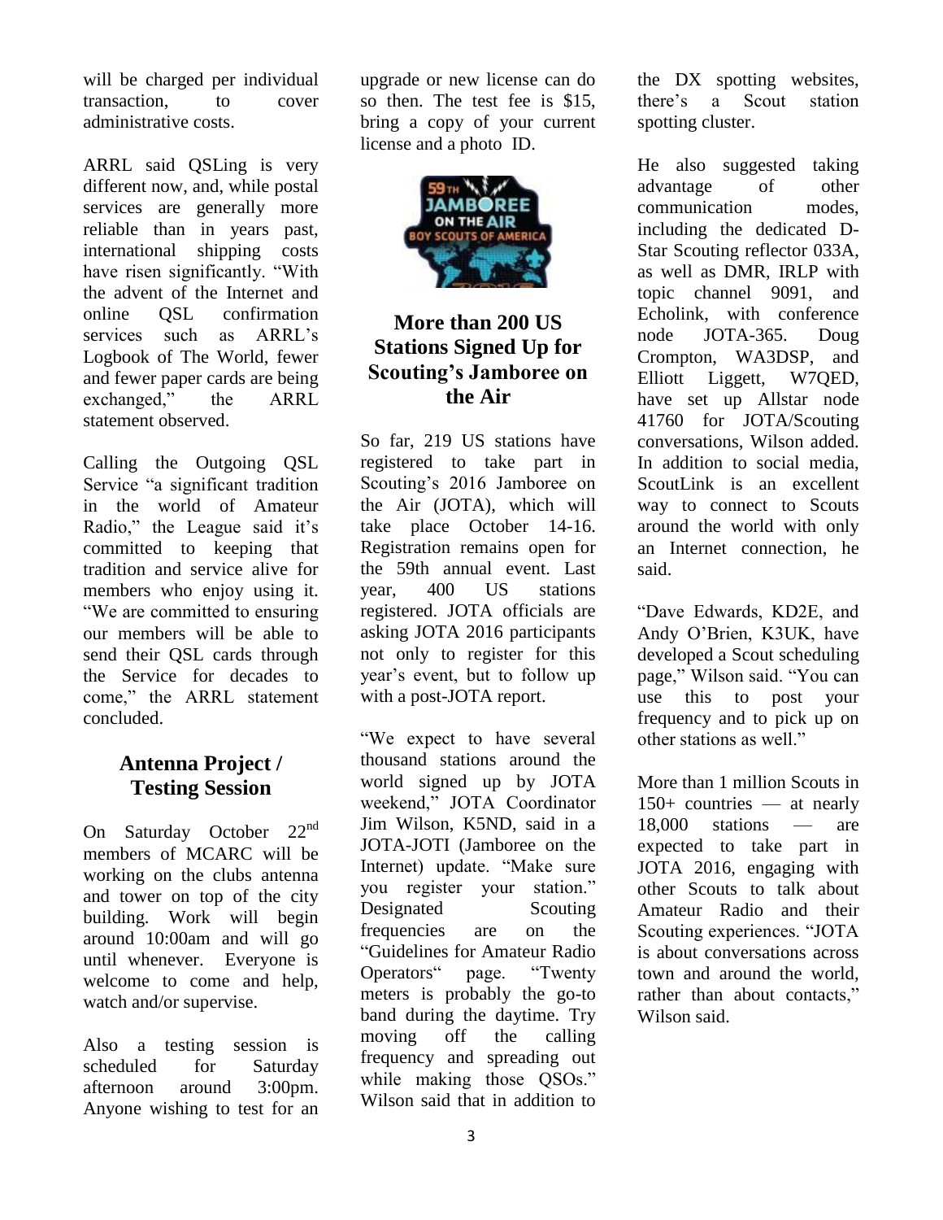will be charged per individual transaction, to cover administrative costs.

ARRL said QSLing is very different now, and, while postal services are generally more reliable than in years past, international shipping costs have risen significantly. "With the advent of the Internet and online QSL confirmation services such as ARRL's Logbook of The World, fewer and fewer paper cards are being exchanged," the ARRL statement observed.

Calling the Outgoing QSL Service "a significant tradition in the world of Amateur Radio," the League said it's committed to keeping that tradition and service alive for members who enjoy using it. "We are committed to ensuring our members will be able to send their QSL cards through the Service for decades to come," the ARRL statement concluded.

## Antenna Project / Testing Session

On Saturday October 22nd members of MCARC will be working on the clubs antenna and tower on top of the city building. Work will begin around 10:00am and will go until whenever. Everyone is welcome to come and help, watch and/or supervise.

Also a testing session is scheduled for Saturday afternoon around 3:00pm. Anyone wishing to test for an upgrade or new license can do so then. The test fee is $15, bring a copy of your current license and a photo ID.

## More than 200 US Stations Signed Up for Scouting's Jamboree on the Air

So far, 219 US stations have registered to take part in Scouting's 2016 Jamboree on the Air (JOTA), which will take place October 14-16. Registration remains open for the 59th annual event. Last year, 400 US stations registered. JOTA officials are asking JOTA 2016 participants not only to register for this year's event, but to follow up with a post-JOTA report.

"We expect to have several thousand stations around the world signed up by JOTA weekend," JOTA Coordinator Jim Wilson, K5ND, said in a JOTA-JOTI (Jamboree on the Internet) update. "Make sure you register your station." Designated Scouting frequencies are on the "Guidelines for Amateur Radio Operators" page. "Twenty meters is probably the go-to band during the daytime. Try moving off the calling frequency and spreading out while making those QSOs." Wilson said that in addition to the DX spotting websites, there's a Scout station spotting cluster.

He also suggested taking advantage of other communication modes, including the dedicated D-Star Scouting reflector 033A, as well as DMR, IRLP with topic channel 9091, and Echolink, with conference node JOTA-365. Doug Crompton, WA3DSP, and Elliott Liggett, W7QED, have set up Allstar node 41760 for JOTA/Scouting conversations, Wilson added. In addition to social media, ScoutLink is an excellent way to connect to Scouts around the world with only an Internet connection, he said.

"Dave Edwards, KD2E, and Andy O'Brien, K3UK, have developed a Scout scheduling page," Wilson said. "You can use this to post your frequency and to pick up on other stations as well."

More than 1 million Scouts in 150+ countries — at nearly 18,000 stations — are expected to take part in JOTA 2016, engaging with other Scouts to talk about Amateur Radio and their Scouting experiences. "JOTA is about conversations across town and around the world, rather than about contacts," Wilson said.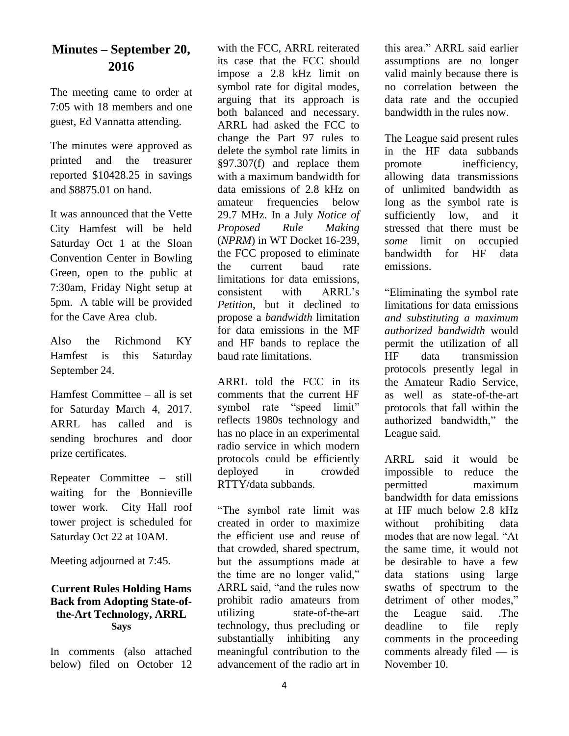## Minutes – September 20, 2016

The meeting came to order at 7:05 with 18 members and one guest, Ed Vannatta attending.

The minutes were approved as printed and the treasurer reported $10428.25 in savings and $8875.01 on hand.

It was announced that the Vette City Hamfest will be held Saturday Oct 1 at the Sloan Convention Center in Bowling Green, open to the public at 7:30am, Friday Night setup at 5pm. A table will be provided for the Cave Area club.

Also the Richmond KY Hamfest is this Saturday September 24.

Hamfest Committee – all is set for Saturday March 4, 2017. ARRL has called and is sending brochures and door prize certificates.

Repeater Committee – still waiting for the Bonnieville tower work. City Hall roof tower project is scheduled for Saturday Oct 22 at 10AM.

Meeting adjourned at 7:45.

### Current Rules Holding Hams Back from Adopting State-of-the-Art Technology, ARRL Says

In comments (also attached below) filed on October 12 with the FCC, ARRL reiterated its case that the FCC should impose a 2.8 kHz limit on symbol rate for digital modes, arguing that its approach is both balanced and necessary. ARRL had asked the FCC to change the Part 97 rules to delete the symbol rate limits in §97.307(f) and replace them with a maximum bandwidth for data emissions of 2.8 kHz on amateur frequencies below 29.7 MHz. In a July *Notice of Proposed Rule Making* (*NPRM*) in WT Docket 16-239, the FCC proposed to eliminate the current baud rate limitations for data emissions, consistent with ARRL's *Petition*, but it declined to propose a *bandwidth* limitation for data emissions in the MF and HF bands to replace the baud rate limitations.

ARRL told the FCC in its comments that the current HF symbol rate "speed limit" reflects 1980s technology and has no place in an experimental radio service in which modern protocols could be efficiently deployed in crowded RTTY/data subbands.

"The symbol rate limit was created in order to maximize the efficient use and reuse of that crowded, shared spectrum, but the assumptions made at the time are no longer valid," ARRL said, "and the rules now prohibit radio amateurs from utilizing state-of-the-art technology, thus precluding or substantially inhibiting any meaningful contribution to the advancement of the radio art in this area." ARRL said earlier assumptions are no longer valid mainly because there is no correlation between the data rate and the occupied bandwidth in the rules now.

The League said present rules in the HF data subbands promote inefficiency, allowing data transmissions of unlimited bandwidth as long as the symbol rate is sufficiently low, and it stressed that there must be *some* limit on occupied bandwidth for HF data emissions.

"Eliminating the symbol rate limitations for data emissions *and substituting a maximum authorized bandwidth* would permit the utilization of all HF data transmission protocols presently legal in the Amateur Radio Service, as well as state-of-the-art protocols that fall within the authorized bandwidth," the League said.

ARRL said it would be impossible to reduce the permitted maximum bandwidth for data emissions at HF much below 2.8 kHz without prohibiting data modes that are now legal. "At the same time, it would not be desirable to have a few data stations using large swaths of spectrum to the detriment of other modes," the League said. .The deadline to file reply comments in the proceeding comments already filed — is November 10.